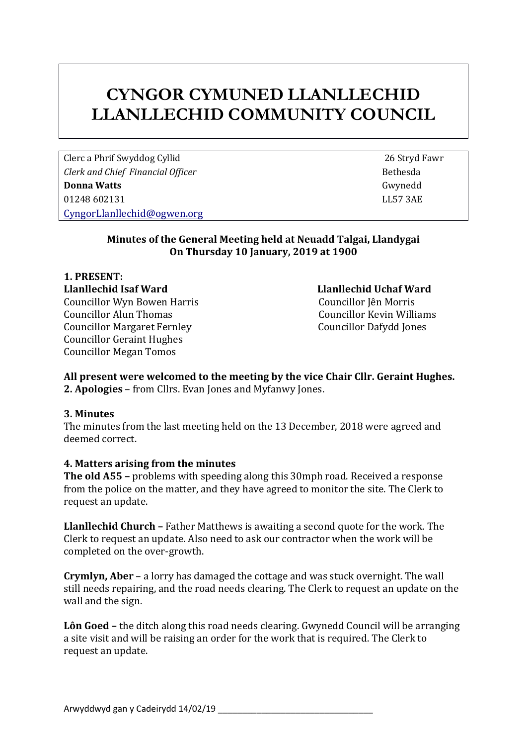# CYNGOR CYMUNED LLANLLECHID
# LLANLLECHID COMMUNITY COUNCIL

| | |
|---|---|
| Clerc a Phrif Swyddog Cyllid | 26 Stryd Fawr |
| *Clerk and Chief Financial Officer* | Bethesda |
| **Donna Watts** | Gwynedd |
| 01248 602131 | LL57 3AE |
| CyngorLlanllechid@ogwen.org | |

**Minutes of the General Meeting held at Neuadd Talgai, Llandygai On Thursday 10 January, 2019 at 1900**

**1. PRESENT:**

**Llanllechid Isaf Ward**
Councillor Wyn Bowen Harris
Councillor Alun Thomas
Councillor Margaret Fernley
Councillor Geraint Hughes
Councillor Megan Tomos

**Llanllechid Uchaf Ward**
Councillor Jên Morris
Councillor Kevin Williams
Councillor Dafydd Jones

**All present were welcomed to the meeting by the vice Chair Cllr. Geraint Hughes.**
**2. Apologies** – from Cllrs. Evan Jones and Myfanwy Jones.

**3. Minutes**
The minutes from the last meeting held on the 13 December, 2018 were agreed and deemed correct.

**4. Matters arising from the minutes**
**The old A55 –** problems with speeding along this 30mph road. Received a response from the police on the matter, and they have agreed to monitor the site. The Clerk to request an update.

**Llanllechid Church –** Father Matthews is awaiting a second quote for the work. The Clerk to request an update. Also need to ask our contractor when the work will be completed on the over-growth.

**Crymlyn, Aber** – a lorry has damaged the cottage and was stuck overnight. The wall still needs repairing, and the road needs clearing. The Clerk to request an update on the wall and the sign.

**Lôn Goed –** the ditch along this road needs clearing. Gwynedd Council will be arranging a site visit and will be raising an order for the work that is required. The Clerk to request an update.

Arwyddwyd gan y Cadeirydd 14/02/19 ___________________________________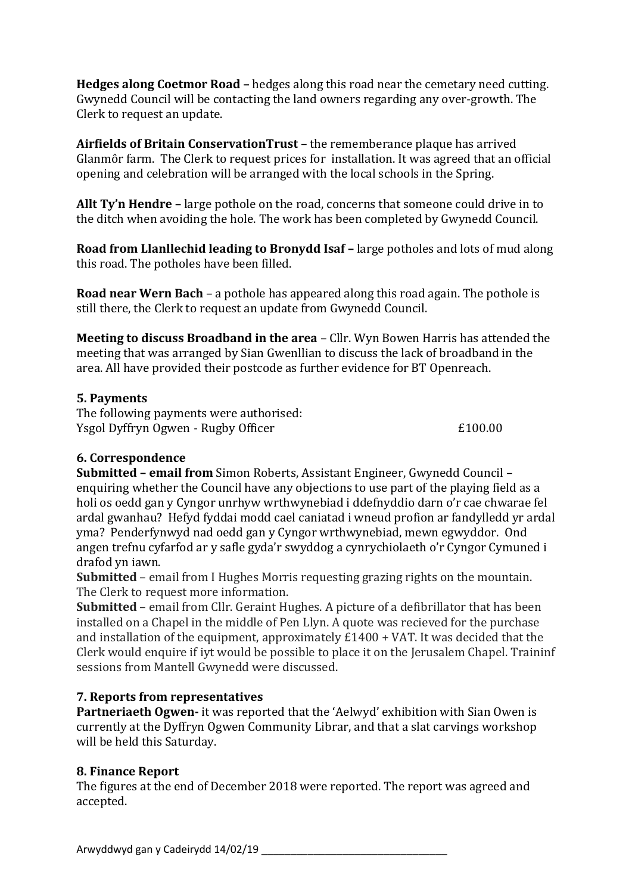**Hedges along Coetmor Road –** hedges along this road near the cemetary need cutting. Gwynedd Council will be contacting the land owners regarding any over-growth. The Clerk to request an update.

**Airfields of Britain ConservationTrust** – the rememberance plaque has arrived Glanmôr farm. The Clerk to request prices for installation. It was agreed that an official opening and celebration will be arranged with the local schools in the Spring.

**Allt Ty'n Hendre –** large pothole on the road, concerns that someone could drive in to the ditch when avoiding the hole. The work has been completed by Gwynedd Council.

**Road from Llanllechid leading to Bronydd Isaf –** large potholes and lots of mud along this road. The potholes have been filled.

**Road near Wern Bach** – a pothole has appeared along this road again. The pothole is still there, the Clerk to request an update from Gwynedd Council.

**Meeting to discuss Broadband in the area** – Cllr. Wyn Bowen Harris has attended the meeting that was arranged by Sian Gwenllian to discuss the lack of broadband in the area. All have provided their postcode as further evidence for BT Openreach.

## 5. Payments

The following payments were authorised:

Ysgol Dyffryn Ogwen - Rugby Officer £100.00

## 6. Correspondence

**Submitted – email from** Simon Roberts, Assistant Engineer, Gwynedd Council – enquiring whether the Council have any objections to use part of the playing field as a holi os oedd gan y Cyngor unrhyw wrthwynebiad i ddefnyddio darn o'r cae chwarae fel ardal gwanhau? Hefyd fyddai modd cael caniatad i wneud profion ar fandylledd yr ardal yma? Penderfynwyd nad oedd gan y Cyngor wrthwynebiad, mewn egwyddor. Ond angen trefnu cyfarfod ar y safle gyda'r swyddog a cynrychiolaeth o'r Cyngor Cymuned i drafod yn iawn.

**Submitted** – email from I Hughes Morris requesting grazing rights on the mountain. The Clerk to request more information.

**Submitted** – email from Cllr. Geraint Hughes. A picture of a defibrillator that has been installed on a Chapel in the middle of Pen Llyn. A quote was recieved for the purchase and installation of the equipment, approximately £1400 + VAT. It was decided that the Clerk would enquire if iyt would be possible to place it on the Jerusalem Chapel. Traininf sessions from Mantell Gwynedd were discussed.

## 7. Reports from representatives

**Partneriaeth Ogwen-** it was reported that the 'Aelwyd' exhibition with Sian Owen is currently at the Dyffryn Ogwen Community Librar, and that a slat carvings workshop will be held this Saturday.

## 8. Finance Report

The figures at the end of December 2018 were reported. The report was agreed and accepted.

Arwyddwyd gan y Cadeirydd 14/02/19 ___________________________________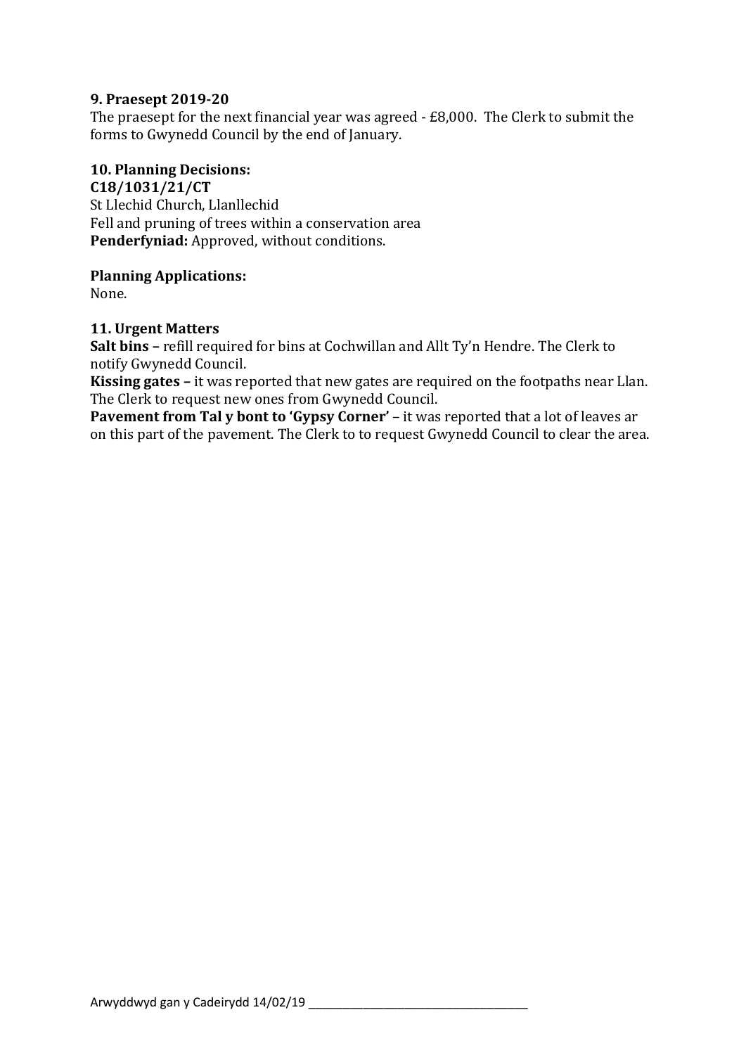**9. Praesept 2019-20**

The praesept for the next financial year was agreed - £8,000. The Clerk to submit the forms to Gwynedd Council by the end of January.

**10. Planning Decisions:**

**C18/1031/21/CT**
St Llechid Church, Llanllechid
Fell and pruning of trees within a conservation area
**Penderfyniad:** Approved, without conditions.

**Planning Applications:**
None.

**11. Urgent Matters**

**Salt bins –** refill required for bins at Cochwillan and Allt Ty'n Hendre. The Clerk to notify Gwynedd Council.

**Kissing gates –** it was reported that new gates are required on the footpaths near Llan. The Clerk to request new ones from Gwynedd Council.

**Pavement from Tal y bont to 'Gypsy Corner'** – it was reported that a lot of leaves ar on this part of the pavement. The Clerk to to request Gwynedd Council to clear the area.

Arwyddwyd gan y Cadeirydd 14/02/19 ________________________________